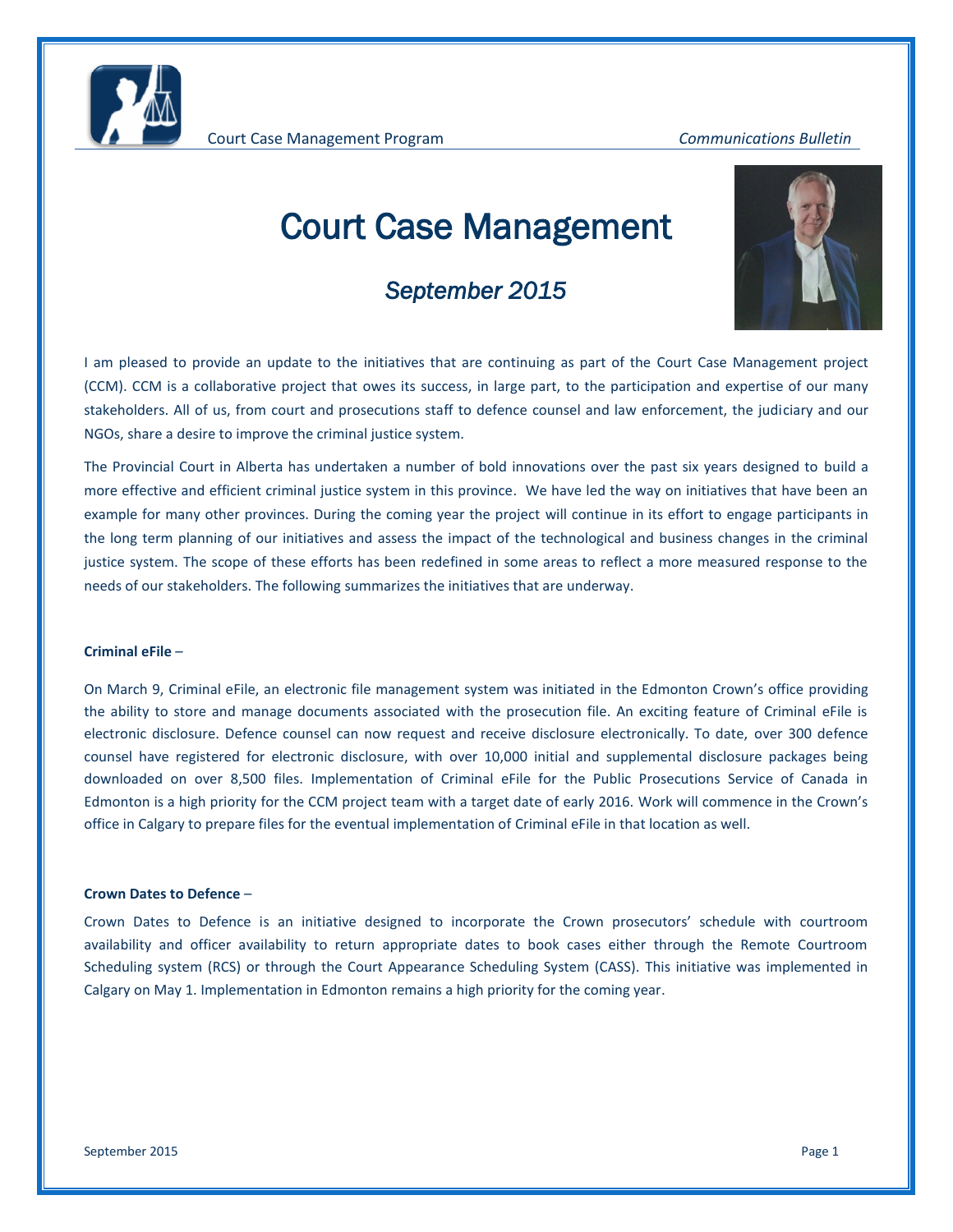# Court Case Management

## *September 2015*

I am pleased to provide an update to the initiatives that are continuing as part of the Court Case Management project (CCM). CCM is a collaborative project that owes its success, in large part, to the participation and expertise of our many stakeholders. All of us, from court and prosecutions staff to defence counsel and law enforcement, the judiciary and our NGOs, share a desire to improve the criminal justice system.

The Provincial Court in Alberta has undertaken a number of bold innovations over the past six years designed to build a more effective and efficient criminal justice system in this province. We have led the way on initiatives that have been an example for many other provinces. During the coming year the project will continue in its effort to engage participants in the long term planning of our initiatives and assess the impact of the technological and business changes in the criminal justice system. The scope of these efforts has been redefined in some areas to reflect a more measured response to the needs of our stakeholders. The following summarizes the initiatives that are underway.

**Criminal eFile** –

On March 9, Criminal eFile, an electronic file management system was initiated in the Edmonton Crown's office providing the ability to store and manage documents associated with the prosecution file. An exciting feature of Criminal eFile is electronic disclosure. Defence counsel can now request and receive disclosure electronically. To date, over 300 defence counsel have registered for electronic disclosure, with over 10,000 initial and supplemental disclosure packages being downloaded on over 8,500 files. Implementation of Criminal eFile for the Public Prosecutions Service of Canada in Edmonton is a high priority for the CCM project team with a target date of early 2016. Work will commence in the Crown's office in Calgary to prepare files for the eventual implementation of Criminal eFile in that location as well.

**Crown Dates to Defence** –

Crown Dates to Defence is an initiative designed to incorporate the Crown prosecutors' schedule with courtroom availability and officer availability to return appropriate dates to book cases either through the Remote Courtroom Scheduling system (RCS) or through the Court Appearance Scheduling System (CASS). This initiative was implemented in Calgary on May 1. Implementation in Edmonton remains a high priority for the coming year.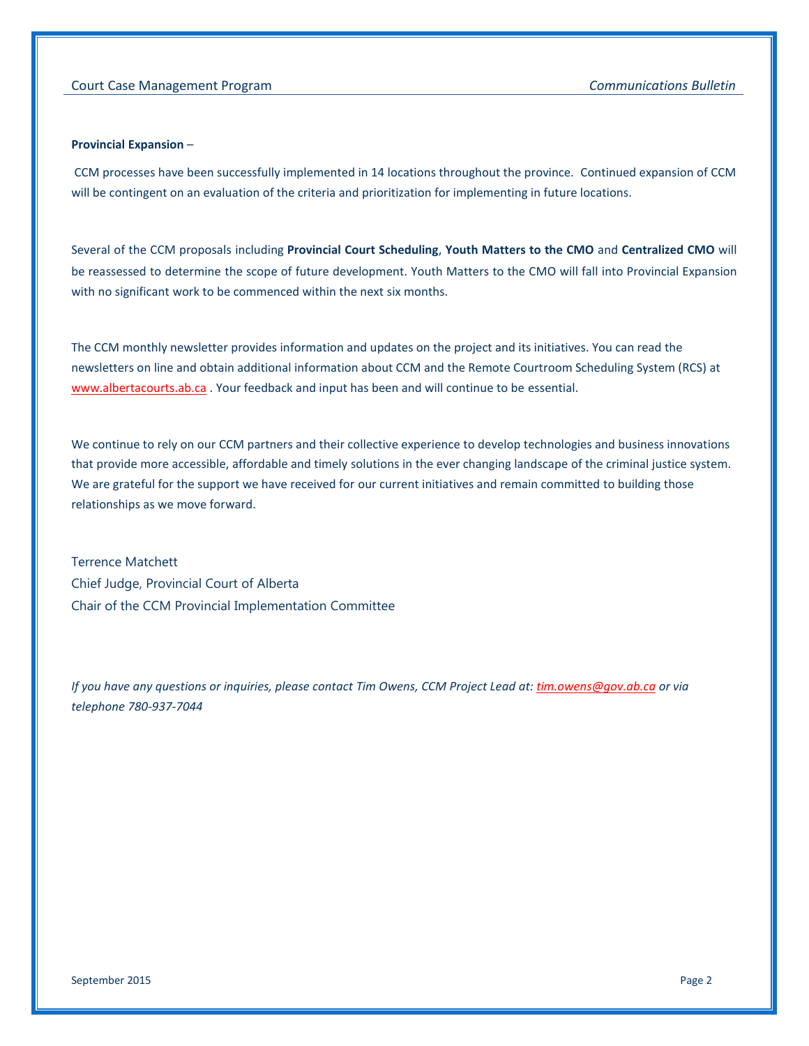**Provincial Expansion** –

CCM processes have been successfully implemented in 14 locations throughout the province. Continued expansion of CCM will be contingent on an evaluation of the criteria and prioritization for implementing in future locations.

Several of the CCM proposals including **Provincial Court Scheduling**, **Youth Matters to the CMO** and **Centralized CMO** will be reassessed to determine the scope of future development. Youth Matters to the CMO will fall into Provincial Expansion with no significant work to be commenced within the next six months.

The CCM monthly newsletter provides information and updates on the project and its initiatives. You can read the newsletters on line and obtain additional information about CCM and the Remote Courtroom Scheduling System (RCS) at www.albertacourts.ab.ca . Your feedback and input has been and will continue to be essential.

We continue to rely on our CCM partners and their collective experience to develop technologies and business innovations that provide more accessible, affordable and timely solutions in the ever changing landscape of the criminal justice system. We are grateful for the support we have received for our current initiatives and remain committed to building those relationships as we move forward.

Terrence Matchett
Chief Judge, Provincial Court of Alberta
Chair of the CCM Provincial Implementation Committee

*If you have any questions or inquiries, please contact Tim Owens, CCM Project Lead at: tim.owens@gov.ab.ca or via telephone 780-937-7044*